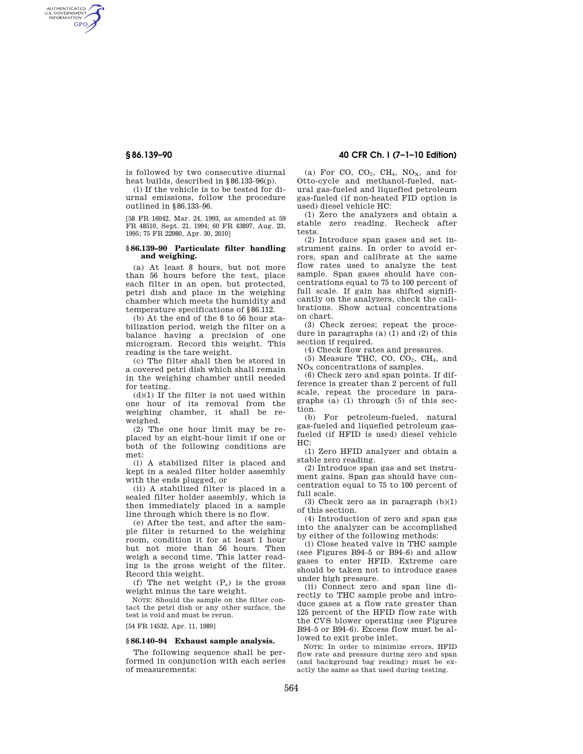is followed by two consecutive diurnal heat builds, described in §86.133–96(p).

(l) If the vehicle is to be tested for diurnal emissions, follow the procedure outlined in §86.133–96.

[58 FR 16042, Mar. 24, 1993, as amended at 59 FR 48510, Sept. 21, 1994; 60 FR 43897, Aug. 23, 1995; 75 FR 22980, Apr. 30, 2010]

### §86.139–90 Particulate filter handling and weighing.

(a) At least 8 hours, but not more than 56 hours before the test, place each filter in an open, but protected, petri dish and place in the weighing chamber which meets the humidity and temperature specifications of §86.112.

(b) At the end of the 8 to 56 hour stabilization period, weigh the filter on a balance having a precision of one microgram. Record this weight. This reading is the tare weight.

(c) The filter shall then be stored in a covered petri dish which shall remain in the weighing chamber until needed for testing.

(d)(1) If the filter is not used within one hour of its removal from the weighing chamber, it shall be reweighed.

(2) The one hour limit may be replaced by an eight-hour limit if one or both of the following conditions are met:

(i) A stabilized filter is placed and kept in a sealed filter holder assembly with the ends plugged, or

(ii) A stabilized filter is placed in a sealed filter holder assembly, which is then immediately placed in a sample line through which there is no flow.

(e) After the test, and after the sample filter is returned to the weighing room, condition it for at least 1 hour but not more than 56 hours. Then weigh a second time. This latter reading is the gross weight of the filter. Record this weight.

(f) The net weight ($P_e$) is the gross weight minus the tare weight.

NOTE: Should the sample on the filter contact the petri dish or any other surface, the test is void and must be rerun.

[54 FR 14532, Apr. 11, 1989]

### §86.140–94 Exhaust sample analysis.

The following sequence shall be performed in conjunction with each series of measurements:

(a) For CO, $CO_2$, $CH_4$, $NO_X$, and for Otto-cycle and methanol-fueled, natural gas-fueled and liquefied petroleum gas-fueled (if non-heated FID option is used) diesel vehicle HC:

(1) Zero the analyzers and obtain a stable zero reading. Recheck after tests.

(2) Introduce span gases and set instrument gains. In order to avoid errors, span and calibrate at the same flow rates used to analyze the test sample. Span gases should have concentrations equal to 75 to 100 percent of full scale. If gain has shifted significantly on the analyzers, check the calibrations. Show actual concentrations on chart.

(3) Check zeroes; repeat the procedure in paragraphs (a) (1) and (2) of this section if required.

(4) Check flow rates and pressures.

(5) Measure THC, CO, $CO_2$, $CH_4$, and $NO_X$ concentrations of samples.

(6) Check zero and span points. If difference is greater than 2 percent of full scale, repeat the procedure in paragraphs (a) (1) through (5) of this section.

(b) For petroleum-fueled, natural gas-fueled and liquefied petroleum gas-fueled (if HFID is used) diesel vehicle HC:

(1) Zero HFID analyzer and obtain a stable zero reading.

(2) Introduce span gas and set instrument gains. Span gas should have concentration equal to 75 to 100 percent of full scale.

(3) Check zero as in paragraph (b)(1) of this section.

(4) Introduction of zero and span gas into the analyzer can be accomplished by either of the following methods:

(i) Close heated valve in THC sample (see Figures B94–5 or B94–6) and allow gases to enter HFID. Extreme care should be taken not to introduce gases under high pressure.

(ii) Connect zero and span line directly to THC sample probe and introduce gases at a flow rate greater than 125 percent of the HFID flow rate with the CVS blower operating (see Figures B94–5 or B94–6). Excess flow must be allowed to exit probe inlet.

NOTE: In order to minimize errors, HFID flow rate and pressure during zero and span (and background bag reading) must be exactly the same as that used during testing.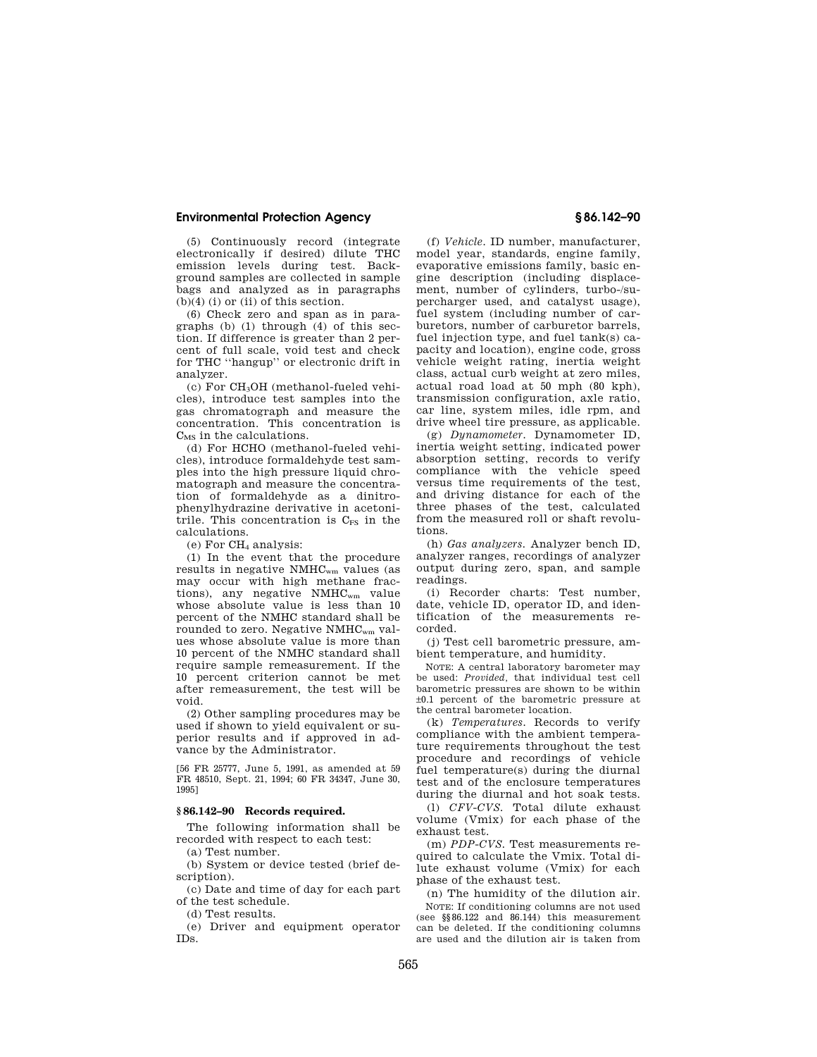(5) Continuously record (integrate electronically if desired) dilute THC emission levels during test. Background samples are collected in sample bags and analyzed as in paragraphs (b)(4) (i) or (ii) of this section.

(6) Check zero and span as in paragraphs (b) (1) through (4) of this section. If difference is greater than 2 percent of full scale, void test and check for THC "hangup" or electronic drift in analyzer.

(c) For $CH_3OH$ (methanol-fueled vehicles), introduce test samples into the gas chromatograph and measure the concentration. This concentration is $C_{MS}$ in the calculations.

(d) For HCHO (methanol-fueled vehicles), introduce formaldehyde test samples into the high pressure liquid chromatograph and measure the concentration of formaldehyde as a dinitrophenylhydrazine derivative in acetonitrile. This concentration is $C_{FS}$ in the calculations.

(e) For $CH_4$ analysis:

(1) In the event that the procedure results in negative $NMHC_{wm}$ values (as may occur with high methane fractions), any negative $NMHC_{wm}$ value whose absolute value is less than 10 percent of the NMHC standard shall be rounded to zero. Negative $NMHC_{wm}$ values whose absolute value is more than 10 percent of the NMHC standard shall require sample remeasurement. If the 10 percent criterion cannot be met after remeasurement, the test will be void.

(2) Other sampling procedures may be used if shown to yield equivalent or superior results and if approved in advance by the Administrator.

[56 FR 25777, June 5, 1991, as amended at 59 FR 48510, Sept. 21, 1994; 60 FR 34347, June 30, 1995]

## § 86.142–90 Records required.

The following information shall be recorded with respect to each test:

(a) Test number.

(b) System or device tested (brief description).

(c) Date and time of day for each part of the test schedule.

(d) Test results.

(e) Driver and equipment operator IDs.

(f) *Vehicle.* ID number, manufacturer, model year, standards, engine family, evaporative emissions family, basic engine description (including displacement, number of cylinders, turbo-/supercharger used, and catalyst usage), fuel system (including number of carburetors, number of carburetor barrels, fuel injection type, and fuel tank(s) capacity and location), engine code, gross vehicle weight rating, inertia weight class, actual curb weight at zero miles, actual road load at 50 mph (80 kph), transmission configuration, axle ratio, car line, system miles, idle rpm, and drive wheel tire pressure, as applicable.

(g) *Dynamometer.* Dynamometer ID, inertia weight setting, indicated power absorption setting, records to verify compliance with the vehicle speed versus time requirements of the test, and driving distance for each of the three phases of the test, calculated from the measured roll or shaft revolutions.

(h) *Gas analyzers.* Analyzer bench ID, analyzer ranges, recordings of analyzer output during zero, span, and sample readings.

(i) Recorder charts: Test number, date, vehicle ID, operator ID, and identification of the measurements recorded.

(j) Test cell barometric pressure, ambient temperature, and humidity.

NOTE: A central laboratory barometer may be used: *Provided,* that individual test cell barometric pressures are shown to be within ±0.1 percent of the barometric pressure at the central barometer location.

(k) *Temperatures.* Records to verify compliance with the ambient temperature requirements throughout the test procedure and recordings of vehicle fuel temperature(s) during the diurnal test and of the enclosure temperatures during the diurnal and hot soak tests.

(l) *CFV-CVS.* Total dilute exhaust volume (Vmix) for each phase of the exhaust test.

(m) *PDP-CVS.* Test measurements required to calculate the Vmix. Total dilute exhaust volume (Vmix) for each phase of the exhaust test.

(n) The humidity of the dilution air.

NOTE: If conditioning columns are not used (see §§ 86.122 and 86.144) this measurement can be deleted. If the conditioning columns are used and the dilution air is taken from